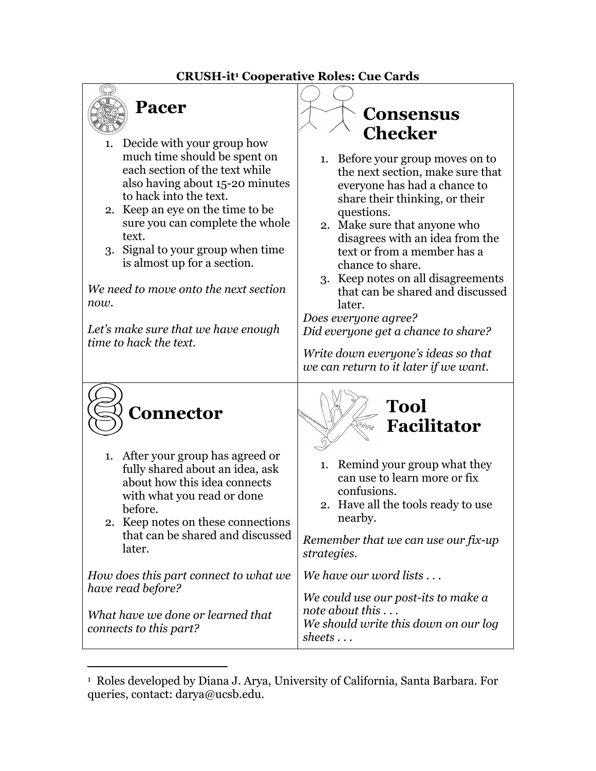# CRUSH-it[1] Cooperative Roles: Cue Cards

## Pacer

1. Decide with your group how much time should be spent on each section of the text while also having about 15-20 minutes to hack into the text.
2. Keep an eye on the time to be sure you can complete the whole text.
3. Signal to your group when time is almost up for a section.

*We need to move onto the next section now.*

*Let's make sure that we have enough time to hack the text.*

## Consensus Checker

1. Before your group moves on to the next section, make sure that everyone has had a chance to share their thinking, or their questions.
2. Make sure that anyone who disagrees with an idea from the text or from a member has a chance to share.
3. Keep notes on all disagreements that can be shared and discussed later.

*Does everyone agree?*
*Did everyone get a chance to share?*

*Write down everyone's ideas so that we can return to it later if we want.*

## Connector

1. After your group has agreed or fully shared about an idea, ask about how this idea connects with what you read or done before.
2. Keep notes on these connections that can be shared and discussed later.

*How does this part connect to what we have read before?*

*What have we done or learned that connects to this part?*

## Tool Facilitator

1. Remind your group what they can use to learn more or fix confusions.
2. Have all the tools ready to use nearby.

*Remember that we can use our fix-up strategies.*

*We have our word lists . . .*

*We could use our post-its to make a note about this . . .*
*We should write this down on our log sheets . . .*

---

[1] Roles developed by Diana J. Arya, University of California, Santa Barbara. For queries, contact: darya@ucsb.edu.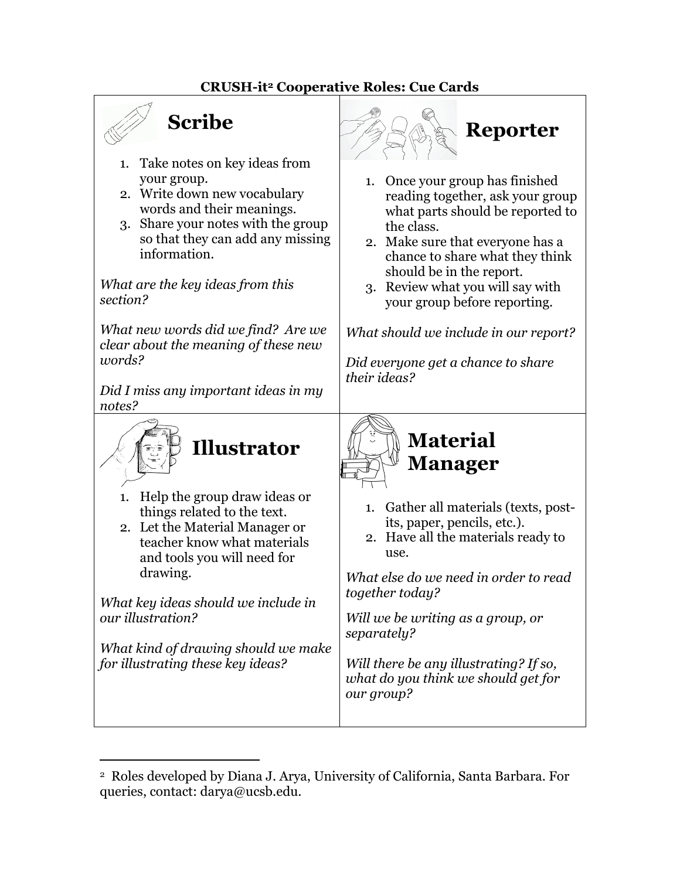# CRUSH-it[2] Cooperative Roles: Cue Cards

## Scribe

1. Take notes on key ideas from your group.
2. Write down new vocabulary words and their meanings.
3. Share your notes with the group so that they can add any missing information.

*What are the key ideas from this section?*

*What new words did we find? Are we clear about the meaning of these new words?*

*Did I miss any important ideas in my notes?*

## Reporter

1. Once your group has finished reading together, ask your group what parts should be reported to the class.
2. Make sure that everyone has a chance to share what they think should be in the report.
3. Review what you will say with your group before reporting.

*What should we include in our report?*

*Did everyone get a chance to share their ideas?*

## Illustrator

1. Help the group draw ideas or things related to the text.
2. Let the Material Manager or teacher know what materials and tools you will need for drawing.

*What key ideas should we include in our illustration?*

*What kind of drawing should we make for illustrating these key ideas?*

## Material Manager

1. Gather all materials (texts, post-its, paper, pencils, etc.).
2. Have all the materials ready to use.

*What else do we need in order to read together today?*

*Will we be writing as a group, or separately?*

*Will there be any illustrating? If so, what do you think we should get for our group?*

---

[2] Roles developed by Diana J. Arya, University of California, Santa Barbara. For queries, contact: darya@ucsb.edu.